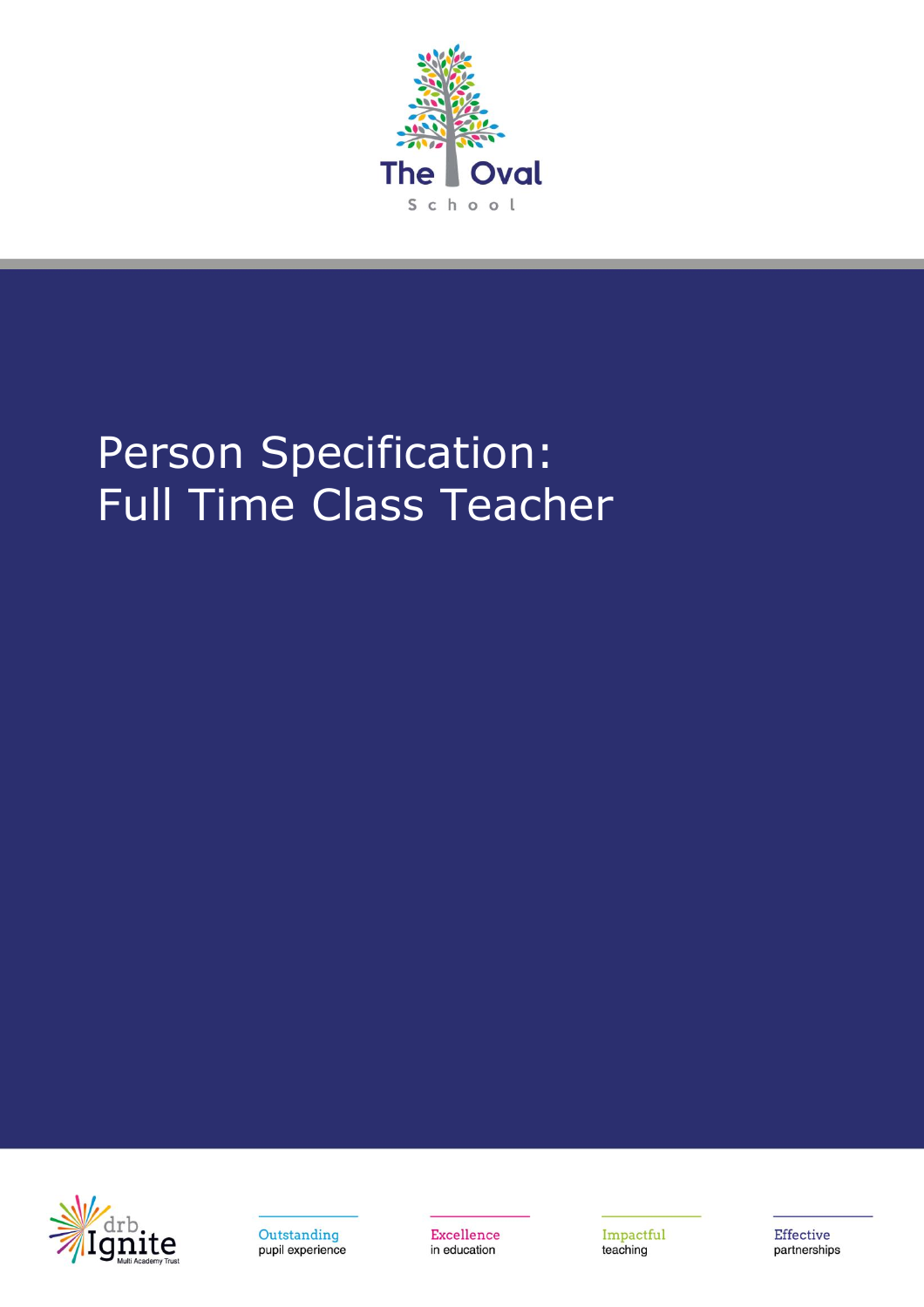The Oval School

# Person Specification: Full Time Class Teacher

drb Ignite Multi Academy Trust

Outstanding pupil experience

Excellence in education

Impactful teaching

Effective partnerships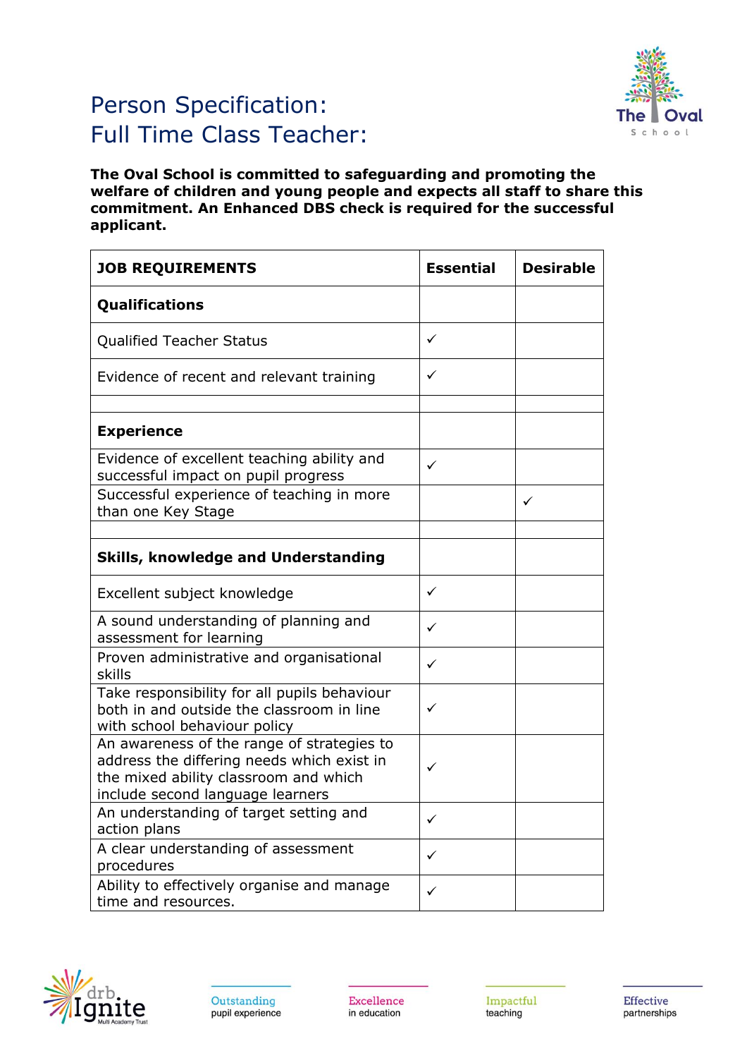# Person Specification:
# Full Time Class Teacher:

**The Oval School is committed to safeguarding and promoting the welfare of children and young people and expects all staff to share this commitment. An Enhanced DBS check is required for the successful applicant.**

| JOB REQUIREMENTS | Essential | Desirable |
|---|---|---|
| **Qualifications** | | |
| Qualified Teacher Status | ✓ | |
| Evidence of recent and relevant training | ✓ | |
| | | |
| **Experience** | | |
| Evidence of excellent teaching ability and successful impact on pupil progress | ✓ | |
| Successful experience of teaching in more than one Key Stage | | ✓ |
| | | |
| **Skills, knowledge and Understanding** | | |
| Excellent subject knowledge | ✓ | |
| A sound understanding of planning and assessment for learning | ✓ | |
| Proven administrative and organisational skills | ✓ | |
| Take responsibility for all pupils behaviour both in and outside the classroom in line with school behaviour policy | ✓ | |
| An awareness of the range of strategies to address the differing needs which exist in the mixed ability classroom and which include second language learners | ✓ | |
| An understanding of target setting and action plans | ✓ | |
| A clear understanding of assessment procedures | ✓ | |
| Ability to effectively organise and manage time and resources. | ✓ | |

Outstanding pupil experience

Excellence in education

Impactful teaching

Effective partnerships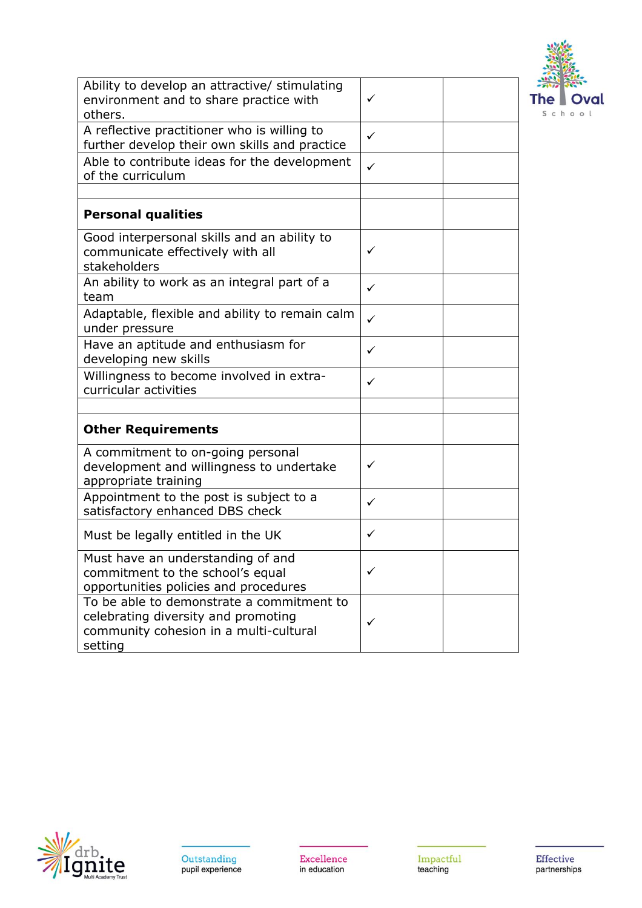| | | |
|---|---|---|
| Ability to develop an attractive/ stimulating environment and to share practice with others. | ✓ | |
| A reflective practitioner who is willing to further develop their own skills and practice | ✓ | |
| Able to contribute ideas for the development of the curriculum | ✓ | |
| | | |
| **Personal qualities** | | |
| Good interpersonal skills and an ability to communicate effectively with all stakeholders | ✓ | |
| An ability to work as an integral part of a team | ✓ | |
| Adaptable, flexible and ability to remain calm under pressure | ✓ | |
| Have an aptitude and enthusiasm for developing new skills | ✓ | |
| Willingness to become involved in extra-curricular activities | ✓ | |
| | | |
| **Other Requirements** | | |
| A commitment to on-going personal development and willingness to undertake appropriate training | ✓ | |
| Appointment to the post is subject to a satisfactory enhanced DBS check | ✓ | |
| Must be legally entitled in the UK | ✓ | |
| Must have an understanding of and commitment to the school's equal opportunities policies and procedures | ✓ | |
| To be able to demonstrate a commitment to celebrating diversity and promoting community cohesion in a multi-cultural setting | ✓ | |